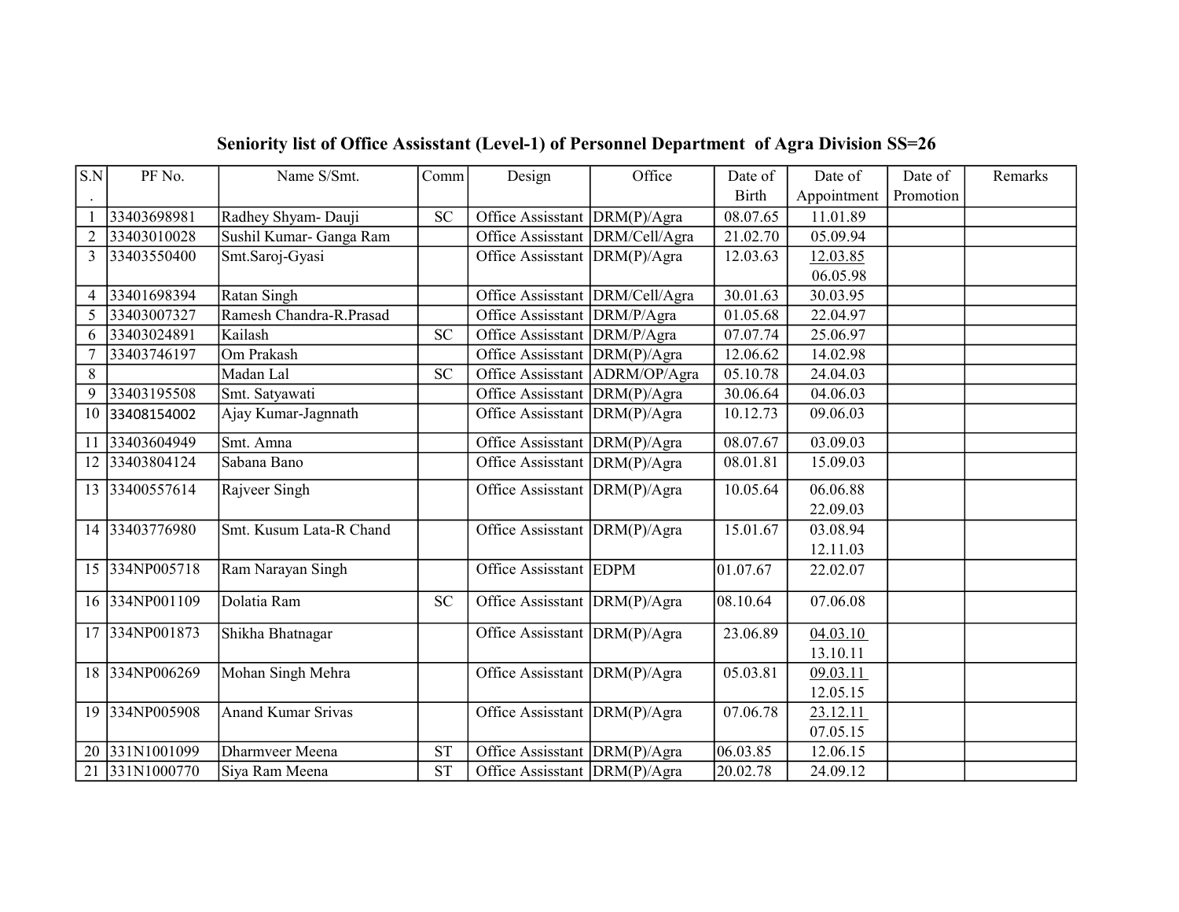## Seniority list of Office Assisstant (Level-1) of Personnel Department of Agra Division SS=26

| S.N. | PF No. | Name S/Smt. | Comm | Design | Office | Date of Birth | Date of Appointment | Date of Promotion | Remarks |
|---|---|---|---|---|---|---|---|---|---|
| 1 | 33403698981 | Radhey Shyam- Dauji | SC | Office Assisstant | DRM(P)/Agra | 08.07.65 | 11.01.89 | | |
| 2 | 33403010028 | Sushil Kumar- Ganga Ram | | Office Assisstant | DRM/Cell/Agra | 21.02.70 | 05.09.94 | | |
| 3 | 33403550400 | Smt.Saroj-Gyasi | | Office Assisstant | DRM(P)/Agra | 12.03.63 | 12.03.85 06.05.98 | | |
| 4 | 33401698394 | Ratan Singh | | Office Assisstant | DRM/Cell/Agra | 30.01.63 | 30.03.95 | | |
| 5 | 33403007327 | Ramesh Chandra-R.Prasad | | Office Assisstant | DRM/P/Agra | 01.05.68 | 22.04.97 | | |
| 6 | 33403024891 | Kailash | SC | Office Assisstant | DRM/P/Agra | 07.07.74 | 25.06.97 | | |
| 7 | 33403746197 | Om Prakash | | Office Assisstant | DRM(P)/Agra | 12.06.62 | 14.02.98 | | |
| 8 | | Madan Lal | SC | Office Assisstant | ADRM/OP/Agra | 05.10.78 | 24.04.03 | | |
| 9 | 33403195508 | Smt. Satyawati | | Office Assisstant | DRM(P)/Agra | 30.06.64 | 04.06.03 | | |
| 10 | 33408154002 | Ajay Kumar-Jagnnath | | Office Assisstant | DRM(P)/Agra | 10.12.73 | 09.06.03 | | |
| 11 | 33403604949 | Smt. Amna | | Office Assisstant | DRM(P)/Agra | 08.07.67 | 03.09.03 | | |
| 12 | 33403804124 | Sabana Bano | | Office Assisstant | DRM(P)/Agra | 08.01.81 | 15.09.03 | | |
| 13 | 33400557614 | Rajveer Singh | | Office Assisstant | DRM(P)/Agra | 10.05.64 | 06.06.88 22.09.03 | | |
| 14 | 33403776980 | Smt. Kusum Lata-R Chand | | Office Assisstant | DRM(P)/Agra | 15.01.67 | 03.08.94 12.11.03 | | |
| 15 | 334NP005718 | Ram Narayan Singh | | Office Assisstant | EDPM | 01.07.67 | 22.02.07 | | |
| 16 | 334NP001109 | Dolatia Ram | SC | Office Assisstant | DRM(P)/Agra | 08.10.64 | 07.06.08 | | |
| 17 | 334NP001873 | Shikha Bhatnagar | | Office Assisstant | DRM(P)/Agra | 23.06.89 | 04.03.10 13.10.11 | | |
| 18 | 334NP006269 | Mohan Singh Mehra | | Office Assisstant | DRM(P)/Agra | 05.03.81 | 09.03.11 12.05.15 | | |
| 19 | 334NP005908 | Anand Kumar Srivas | | Office Assisstant | DRM(P)/Agra | 07.06.78 | 23.12.11 07.05.15 | | |
| 20 | 331N1001099 | Dharmveer Meena | ST | Office Assisstant | DRM(P)/Agra | 06.03.85 | 12.06.15 | | |
| 21 | 331N1000770 | Siya Ram Meena | ST | Office Assisstant | DRM(P)/Agra | 20.02.78 | 24.09.12 | | |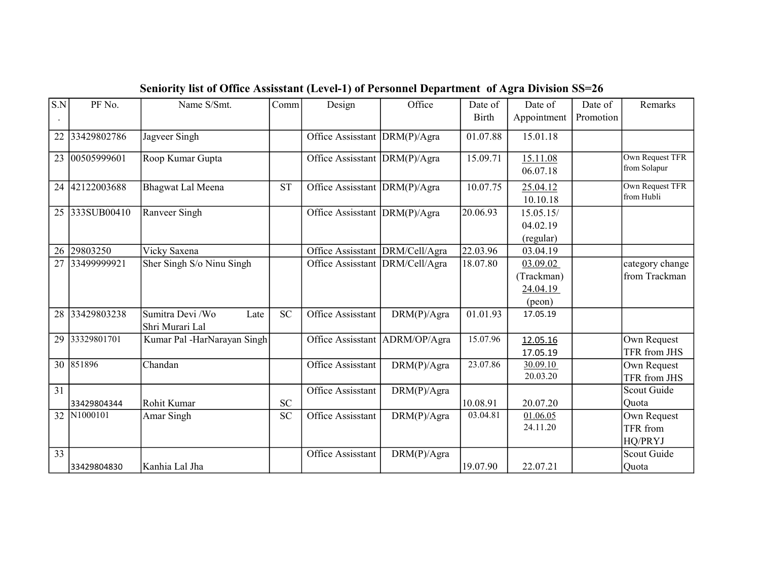## Seniority list of Office Assisstant (Level-1) of Personnel Department of Agra Division SS=26

| S.N. | PF No. | Name S/Smt. | Comm | Design | Office | Date of Birth | Date of Appointment | Date of Promotion | Remarks |
|---|---|---|---|---|---|---|---|---|---|
| 22 | 33429802786 | Jagveer Singh | | Office Assisstant | DRM(P)/Agra | 01.07.88 | 15.01.18 | | |
| 23 | 00505999601 | Roop Kumar Gupta | | Office Assisstant | DRM(P)/Agra | 15.09.71 | 15.11.08 06.07.18 | | Own Request TFR from Solapur |
| 24 | 42122003688 | Bhagwat Lal Meena | ST | Office Assisstant | DRM(P)/Agra | 10.07.75 | 25.04.12 10.10.18 | | Own Request TFR from Hubli |
| 25 | 333SUB00410 | Ranveer Singh | | Office Assisstant | DRM(P)/Agra | 20.06.93 | 15.05.15/ 04.02.19 (regular) | | |
| 26 | 29803250 | Vicky Saxena | | Office Assisstant | DRM/Cell/Agra | 22.03.96 | 03.04.19 | | |
| 27 | 33499999921 | Sher Singh S/o Ninu Singh | | Office Assisstant | DRM/Cell/Agra | 18.07.80 | 03.09.02 (Trackman) 24.04.19 (peon) | | category change from Trackman |
| 28 | 33429803238 | Sumitra Devi /Wo Late Shri Murari Lal | SC | Office Assisstant | DRM(P)/Agra | 01.01.93 | 17.05.19 | | |
| 29 | 33329801701 | Kumar Pal -HarNarayan Singh | | Office Assisstant | ADRM/OP/Agra | 15.07.96 | 12.05.16 17.05.19 | | Own Request TFR from JHS |
| 30 | 851896 | Chandan | | Office Assisstant | DRM(P)/Agra | 23.07.86 | 30.09.10 20.03.20 | | Own Request TFR from JHS |
| 31 | 33429804344 | Rohit Kumar | SC | Office Assisstant | DRM(P)/Agra | 10.08.91 | 20.07.20 | | Scout Guide Quota |
| 32 | N1000101 | Amar Singh | SC | Office Assisstant | DRM(P)/Agra | 03.04.81 | 01.06.05 24.11.20 | | Own Request TFR from HQ/PRYJ |
| 33 | 33429804830 | Kanhia Lal Jha | | Office Assisstant | DRM(P)/Agra | 19.07.90 | 22.07.21 | | Scout Guide Quota |